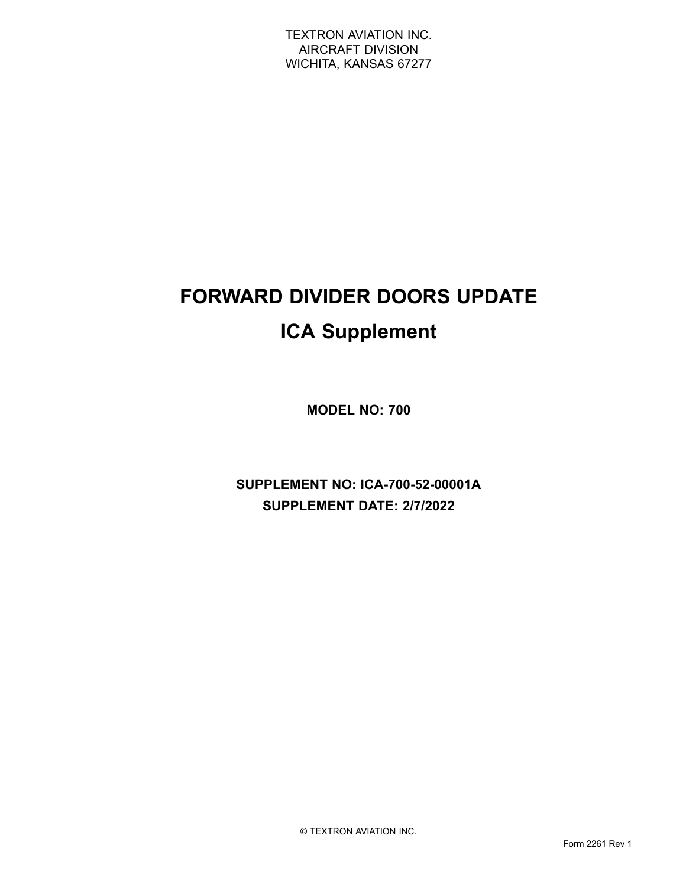TEXTRON AVIATION INC.
AIRCRAFT DIVISION
WICHITA, KANSAS 67277

# FORWARD DIVIDER DOORS UPDATE

# ICA Supplement

**MODEL NO: 700**

**SUPPLEMENT NO: ICA-700-52-00001A**

**SUPPLEMENT DATE: 2/7/2022**

© TEXTRON AVIATION INC.

Form 2261 Rev 1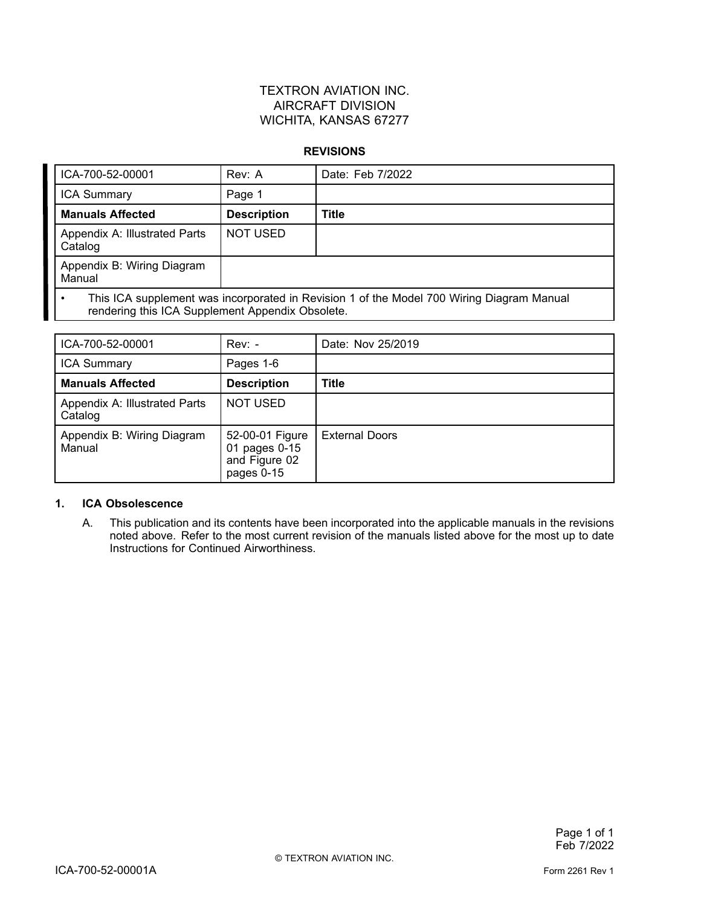TEXTRON AVIATION INC.
AIRCRAFT DIVISION
WICHITA, KANSAS 67277

**REVISIONS**

| ICA-700-52-00001 | Rev: A | Date: Feb 7/2022 |
|---|---|---|
| ICA Summary | Page 1 | |
| **Manuals Affected** | **Description** | **Title** |
| Appendix A: Illustrated Parts Catalog | NOT USED | |
| Appendix B: Wiring Diagram Manual | | |
| • This ICA supplement was incorporated in Revision 1 of the Model 700 Wiring Diagram Manual rendering this ICA Supplement Appendix Obsolete. | | |

| ICA-700-52-00001 | Rev: - | Date: Nov 25/2019 |
|---|---|---|
| ICA Summary | Pages 1-6 | |
| **Manuals Affected** | **Description** | **Title** |
| Appendix A: Illustrated Parts Catalog | NOT USED | |
| Appendix B: Wiring Diagram Manual | 52-00-01 Figure 01 pages 0-15 and Figure 02 pages 0-15 | External Doors |

**1. ICA Obsolescence**

A. This publication and its contents have been incorporated into the applicable manuals in the revisions noted above. Refer to the most current revision of the manuals listed above for the most up to date Instructions for Continued Airworthiness.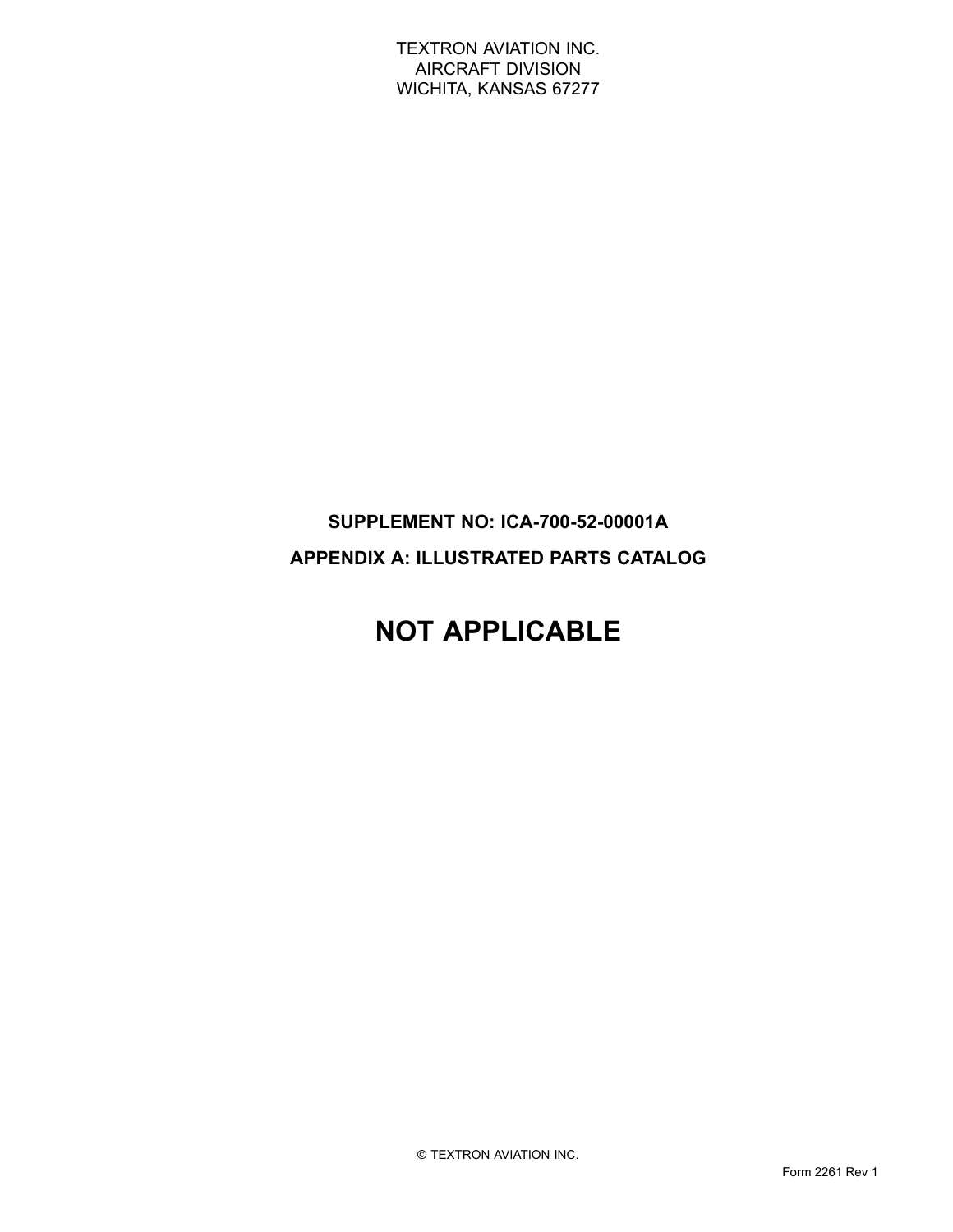TEXTRON AVIATION INC.
AIRCRAFT DIVISION
WICHITA, KANSAS 67277

**SUPPLEMENT NO: ICA-700-52-00001A**

**APPENDIX A: ILLUSTRATED PARTS CATALOG**

# NOT APPLICABLE

© TEXTRON AVIATION INC.

Form 2261 Rev 1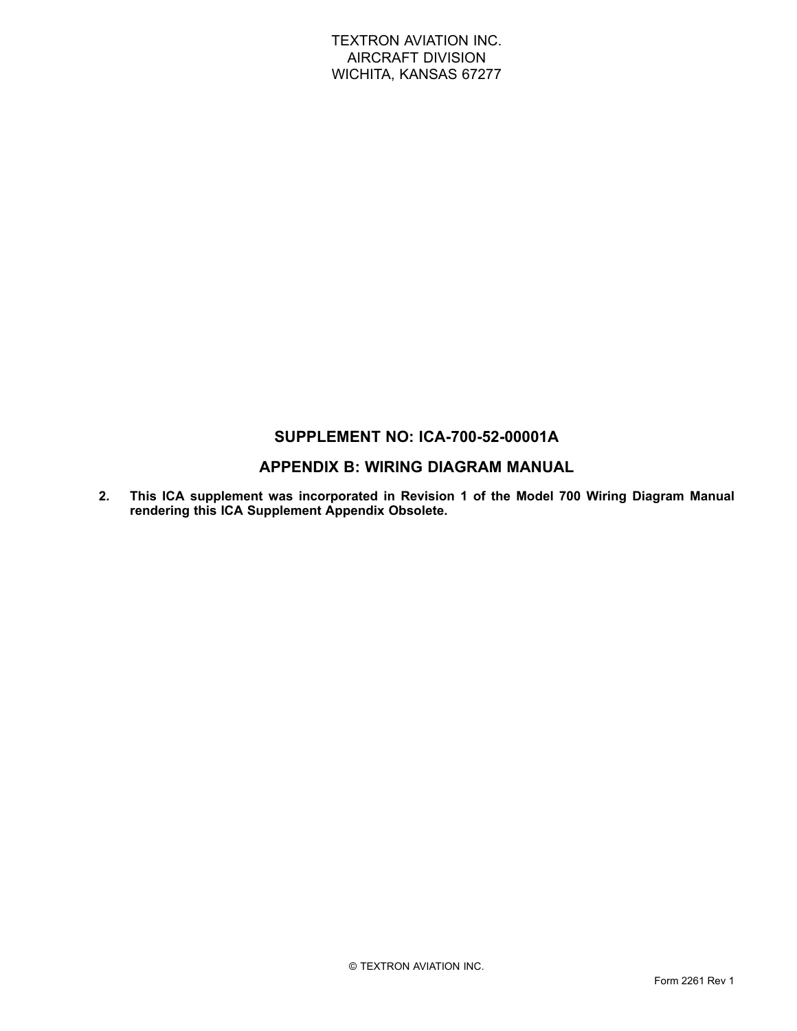TEXTRON AVIATION INC.
AIRCRAFT DIVISION
WICHITA, KANSAS 67277

## SUPPLEMENT NO: ICA-700-52-00001A

## APPENDIX B: WIRING DIAGRAM MANUAL

2. **This ICA supplement was incorporated in Revision 1 of the Model 700 Wiring Diagram Manual rendering this ICA Supplement Appendix Obsolete.**

© TEXTRON AVIATION INC.

Form 2261 Rev 1